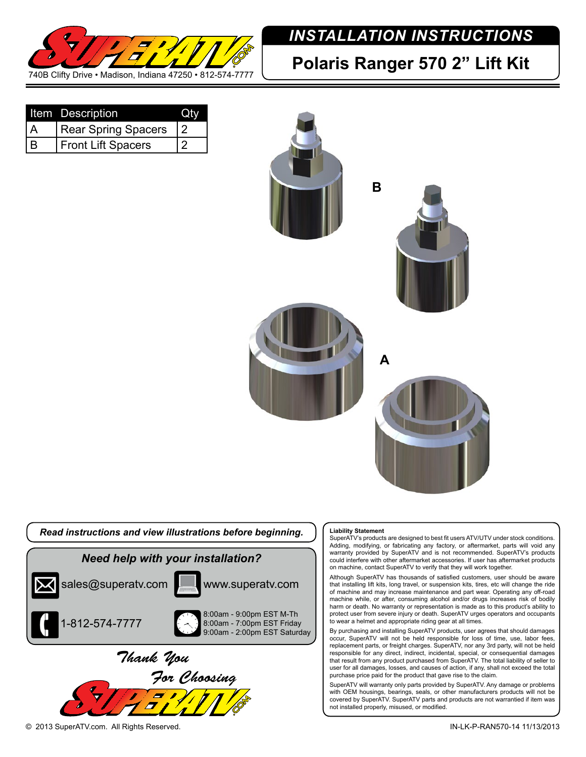740B Clifty Drive • Madison, Indiana 47250 • 812-574-7777

# INSTALLATION INSTRUCTIONS

## Polaris Ranger 570 2” Lift Kit

| Item | Description | Qty |
|---|---|---|
| A | Rear Spring Spacers | 2 |
| B | Front Lift Spacers | 2 |

B

A

***Read instructions and view illustrations before beginning.***

***Need help with your installation?***

sales@superatv.com

www.superatv.com

1-812-574-7777

8:00am - 9:00pm EST M-Th
8:00am - 7:00pm EST Friday
9:00am - 2:00pm EST Saturday

*Thank You For Choosing*

**Liability Statement**

SuperATV’s products are designed to best fit users ATV/UTV under stock conditions. Adding, modifying, or fabricating any factory, or aftermarket, parts will void any warranty provided by SuperATV and is not recommended. SuperATV’s products could interfere with other aftermarket accessories. If user has aftermarket products on machine, contact SuperATV to verify that they will work together.

Although SuperATV has thousands of satisfied customers, user should be aware that installing lift kits, long travel, or suspension kits, tires, etc will change the ride of machine and may increase maintenance and part wear. Operating any off-road machine while, or after, consuming alcohol and/or drugs increases risk of bodily harm or death. No warranty or representation is made as to this product’s ability to protect user from severe injury or death. SuperATV urges operators and occupants to wear a helmet and appropriate riding gear at all times.

By purchasing and installing SuperATV products, user agrees that should damages occur, SuperATV will not be held responsible for loss of time, use, labor fees, replacement parts, or freight charges. SuperATV, nor any 3rd party, will not be held responsible for any direct, indirect, incidental, special, or consequential damages that result from any product purchased from SuperATV. The total liability of seller to user for all damages, losses, and causes of action, if any, shall not exceed the total purchase price paid for the product that gave rise to the claim.

SuperATV will warranty only parts provided by SuperATV. Any damage or problems with OEM housings, bearings, seals, or other manufacturers products will not be covered by SuperATV. SuperATV parts and products are not warrantied if item was not installed properly, misused, or modified.

© 2013 SuperATV.com. All Rights Reserved.

IN-LK-P-RAN570-14 11/13/2013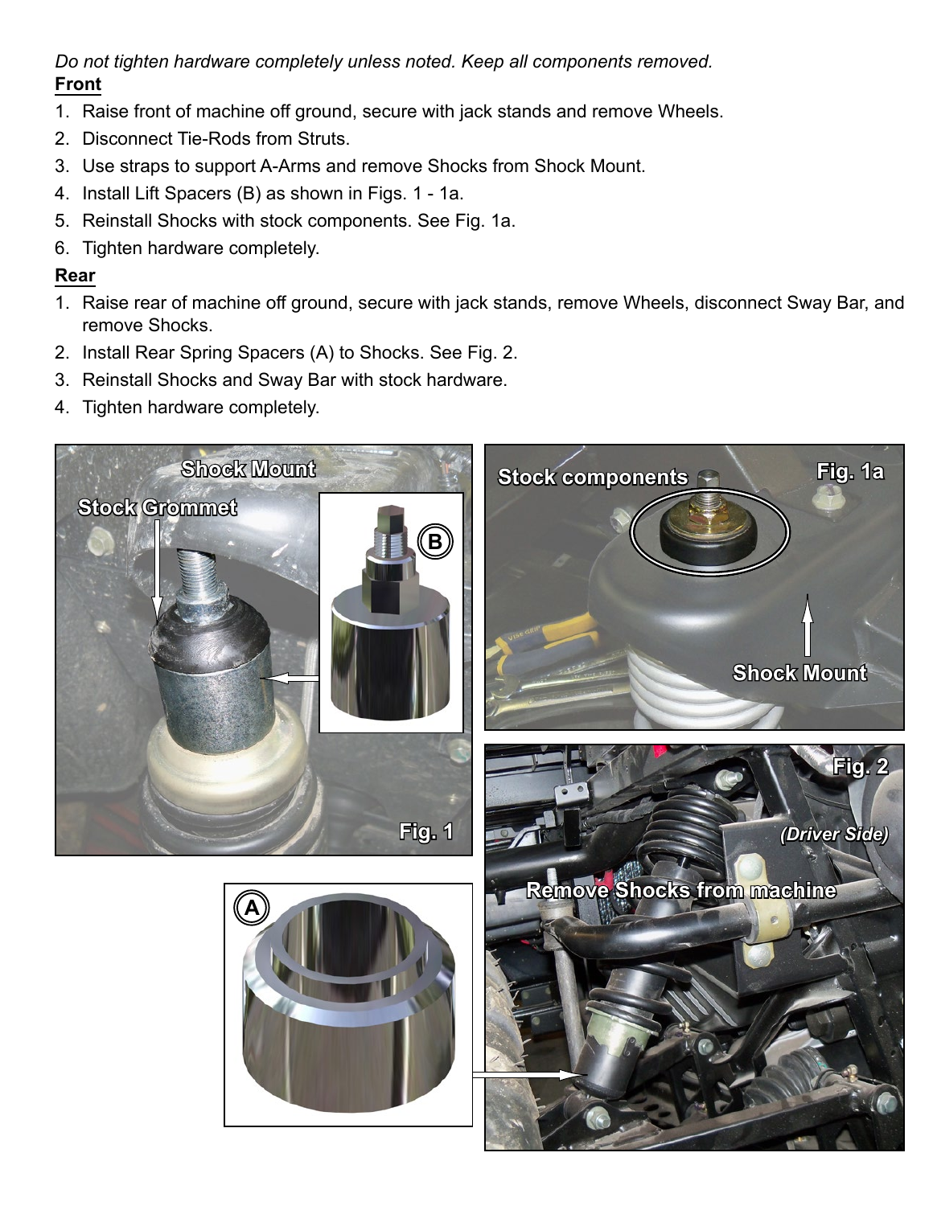*Do not tighten hardware completely unless noted. Keep all components removed.*

**Front**

1. Raise front of machine off ground, secure with jack stands and remove Wheels.
2. Disconnect Tie-Rods from Struts.
3. Use straps to support A-Arms and remove Shocks from Shock Mount.
4. Install Lift Spacers (B) as shown in Figs. 1 - 1a.
5. Reinstall Shocks with stock components. See Fig. 1a.
6. Tighten hardware completely.

**Rear**

1. Raise rear of machine off ground, secure with jack stands, remove Wheels, disconnect Sway Bar, and remove Shocks.
2. Install Rear Spring Spacers (A) to Shocks. See Fig. 2.
3. Reinstall Shocks and Sway Bar with stock hardware.
4. Tighten hardware completely.

Shock Mount

Stock Grommet

B

Fig. 1

Stock components

Fig. 1a

Shock Mount

Fig. 2

(Driver Side)

Remove Shocks from machine

A